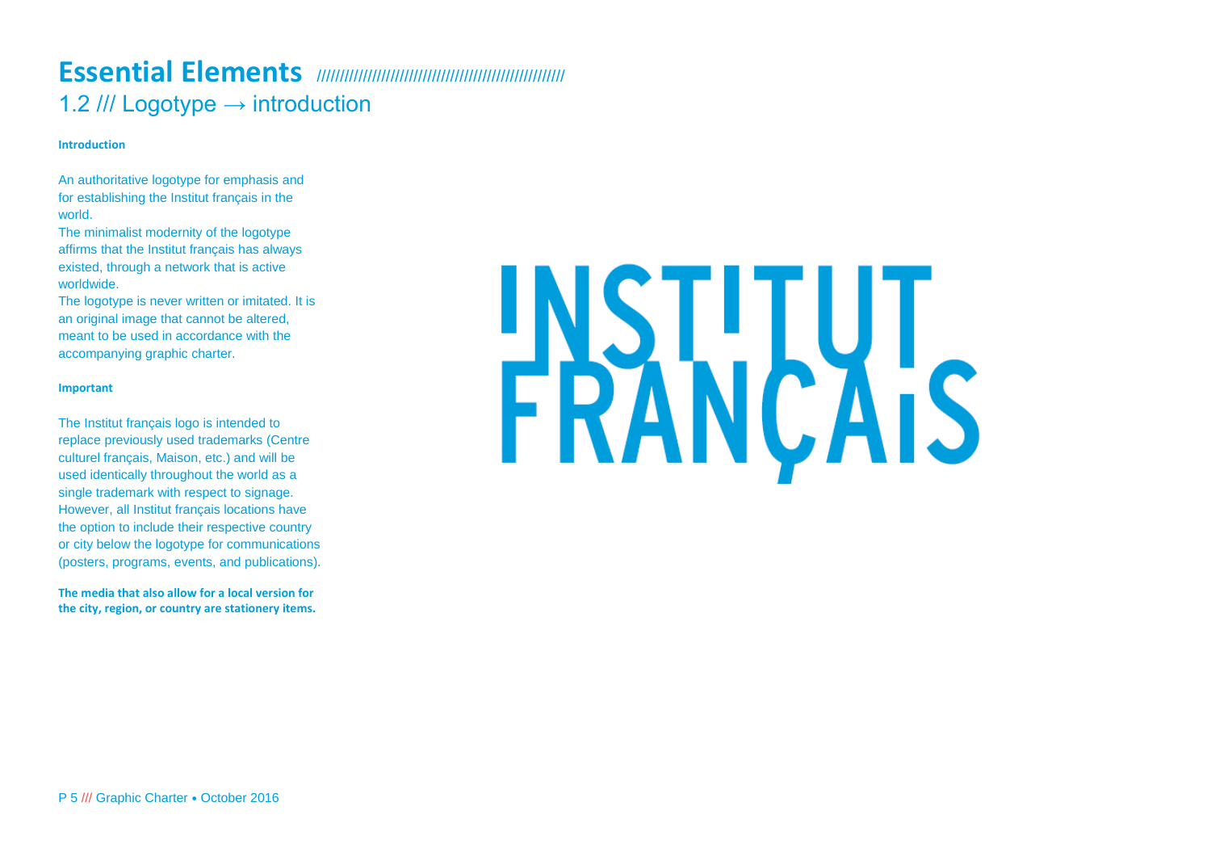# Essential Elements ///////////////////////////////////////////////////////

## 1.2 /// Logotype → introduction

**Introduction**

An authoritative logotype for emphasis and for establishing the Institut français in the world.
The minimalist modernity of the logotype affirms that the Institut français has always existed, through a network that is active worldwide.
The logotype is never written or imitated. It is an original image that cannot be altered, meant to be used in accordance with the accompanying graphic charter.

**Important**

The Institut français logo is intended to replace previously used trademarks (Centre culturel français, Maison, etc.) and will be used identically throughout the world as a single trademark with respect to signage. However, all Institut français locations have the option to include their respective country or city below the logotype for communications (posters, programs, events, and publications).

**The media that also allow for a local version for the city, region, or country are stationery items.**

INSTITUT FRANÇAIS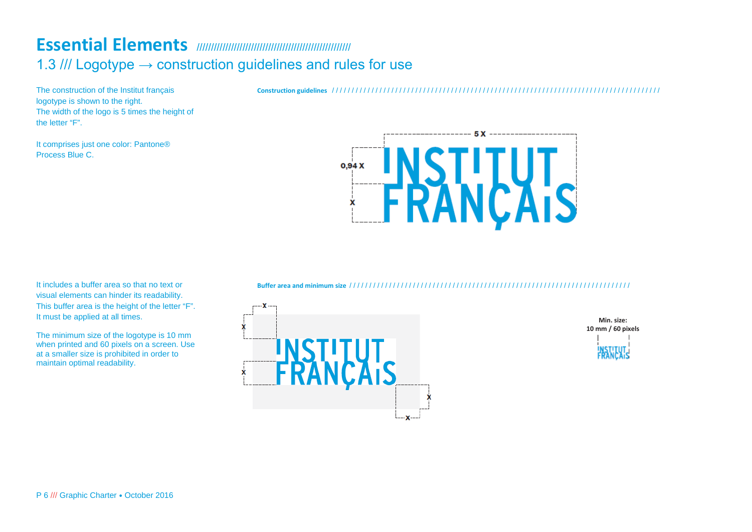# Essential Elements ////////////////////////////////////////////////////////////

## 1.3 /// Logotype → construction guidelines and rules for use

The construction of the Institut français logotype is shown to the right.
The width of the logo is 5 times the height of the letter “F”.

It comprises just one color: Pantone® Process Blue C.

**Construction guidelines** ////////////////////////////////////////////////////////////////////////////////////////

5 X

0,94 X

X

It includes a buffer area so that no text or visual elements can hinder its readability. This buffer area is the height of the letter “F”. It must be applied at all times.

The minimum size of the logotype is 10 mm when printed and 60 pixels on a screen. Use at a smaller size is prohibited in order to maintain optimal readability.

**Buffer area and minimum size** ////////////////////////////////////////////////////////////////////////////

X

**Min. size:**
**10 mm / 60 pixels**

P 6 /// Graphic Charter • October 2016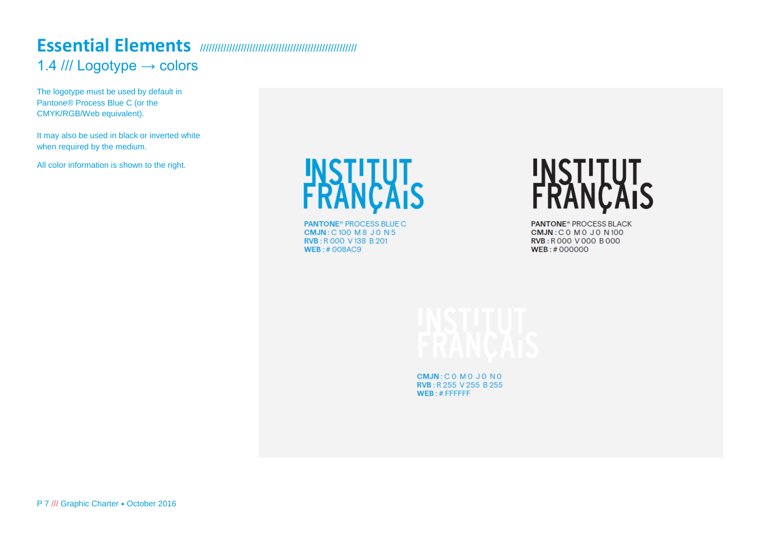# Essential Elements

## 1.4 /// Logotype → colors

The logotype must be used by default in Pantone® Process Blue C (or the CMYK/RGB/Web equivalent).

It may also be used in black or inverted white when required by the medium.

All color information is shown to the right.

INSTITUT FRANÇAIS

**PANTONE®** PROCESS BLUE C
**CMJN** : C 100 M 8 J 0 N 5
**RVB** : R 000 V 138 B 201
**WEB** : # 008AC9

INSTITUT FRANÇAIS

**PANTONE®** PROCESS BLACK
**CMJN** : C 0 M 0 J 0 N 100
**RVB** : R 000 V 000 B 000
**WEB** : # 000000

INSTITUT FRANÇAIS

**CMJN** : C 0 M 0 J 0 N 0
**RVB** : R 255 V 255 B 255
**WEB** : # FFFFFF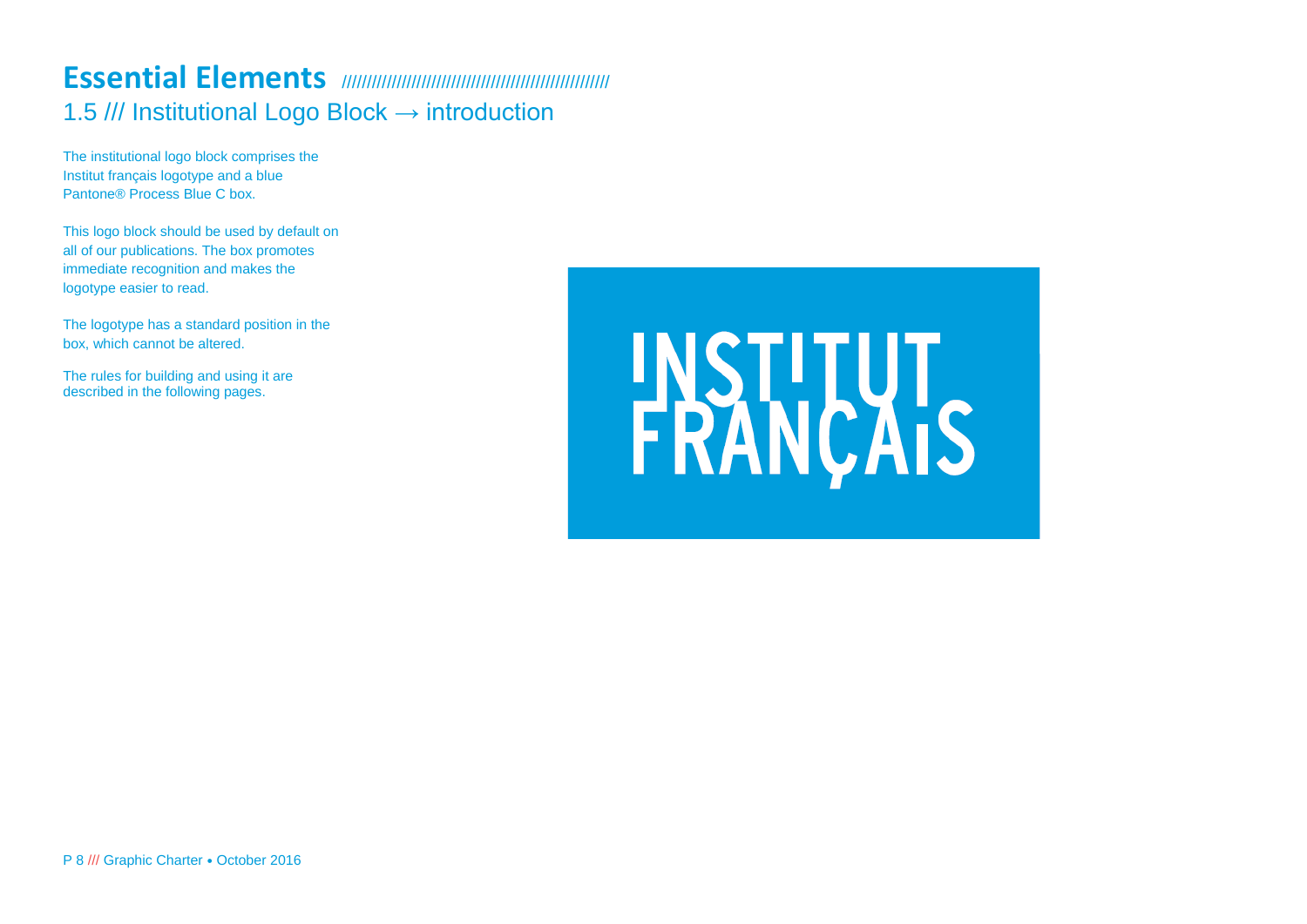# Essential Elements ////////////////////////////////////////////////////

## 1.5 /// Institutional Logo Block → introduction

The institutional logo block comprises the Institut français logotype and a blue Pantone® Process Blue C box.

This logo block should be used by default on all of our publications. The box promotes immediate recognition and makes the logotype easier to read.

The logotype has a standard position in the box, which cannot be altered.

The rules for building and using it are described in the following pages.

INSTITUT FRANÇAIS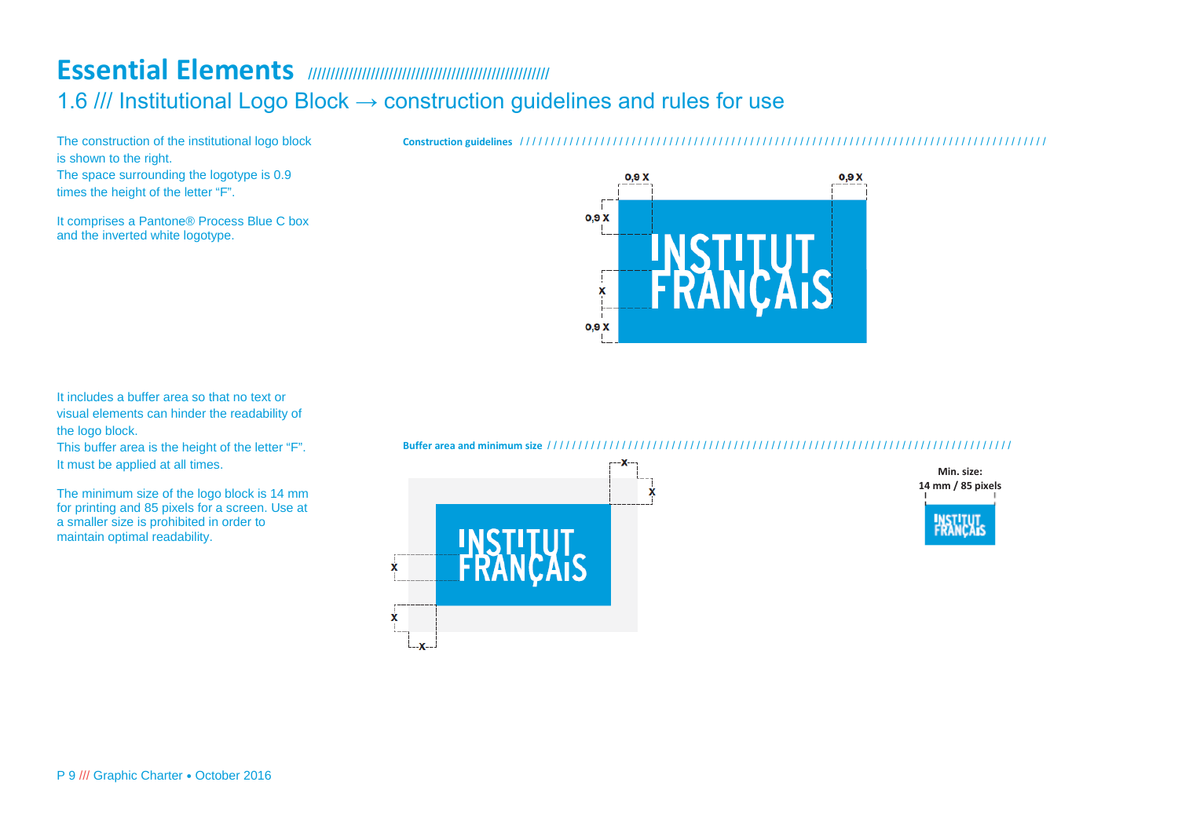# Essential Elements ////////////////////////////////////////////////////////////

## 1.6 /// Institutional Logo Block → construction guidelines and rules for use

The construction of the institutional logo block is shown to the right.
The space surrounding the logotype is 0.9 times the height of the letter “F”.

It comprises a Pantone® Process Blue C box and the inverted white logotype.

**Construction guidelines** ////////////////////////////////////////////////////////////////////////////////////////

0,9 X

0,9 X

0,9 X

X

0,9 X

It includes a buffer area so that no text or visual elements can hinder the readability of the logo block.
This buffer area is the height of the letter “F”.
It must be applied at all times.

The minimum size of the logo block is 14 mm for printing and 85 pixels for a screen. Use at a smaller size is prohibited in order to maintain optimal readability.

**Buffer area and minimum size** ////////////////////////////////////////////////////////////////////////////////

X

X

X

X

X

**Min. size:**
**14 mm / 85 pixels**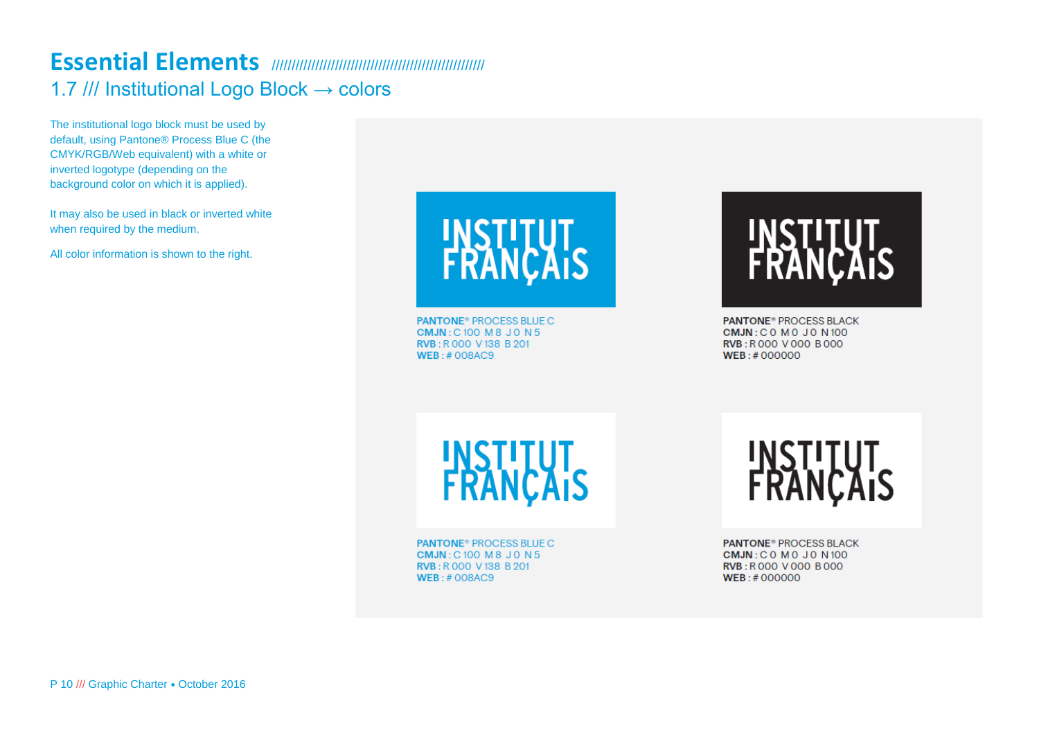# Essential Elements ////////////////////////////////////////////////////////////

## 1.7 /// Institutional Logo Block → colors

The institutional logo block must be used by default, using Pantone® Process Blue C (the CMYK/RGB/Web equivalent) with a white or inverted logotype (depending on the background color on which it is applied).

It may also be used in black or inverted white when required by the medium.

All color information is shown to the right.

INSTITUT FRANÇAIS

**PANTONE**® PROCESS BLUE C
**CMJN** : C 100 M 8 J 0 N 5
**RVB** : R 000 V 138 B 201
**WEB** : # 008AC9

INSTITUT FRANÇAIS

**PANTONE**® PROCESS BLACK
**CMJN** : C 0 M 0 J 0 N 100
**RVB** : R 000 V 000 B 000
**WEB** : # 000000

INSTITUT FRANÇAIS

**PANTONE**® PROCESS BLUE C
**CMJN** : C 100 M 8 J 0 N 5
**RVB** : R 000 V 138 B 201
**WEB** : # 008AC9

INSTITUT FRANÇAIS

**PANTONE**® PROCESS BLACK
**CMJN** : C 0 M 0 J 0 N 100
**RVB** : R 000 V 000 B 000
**WEB** : # 000000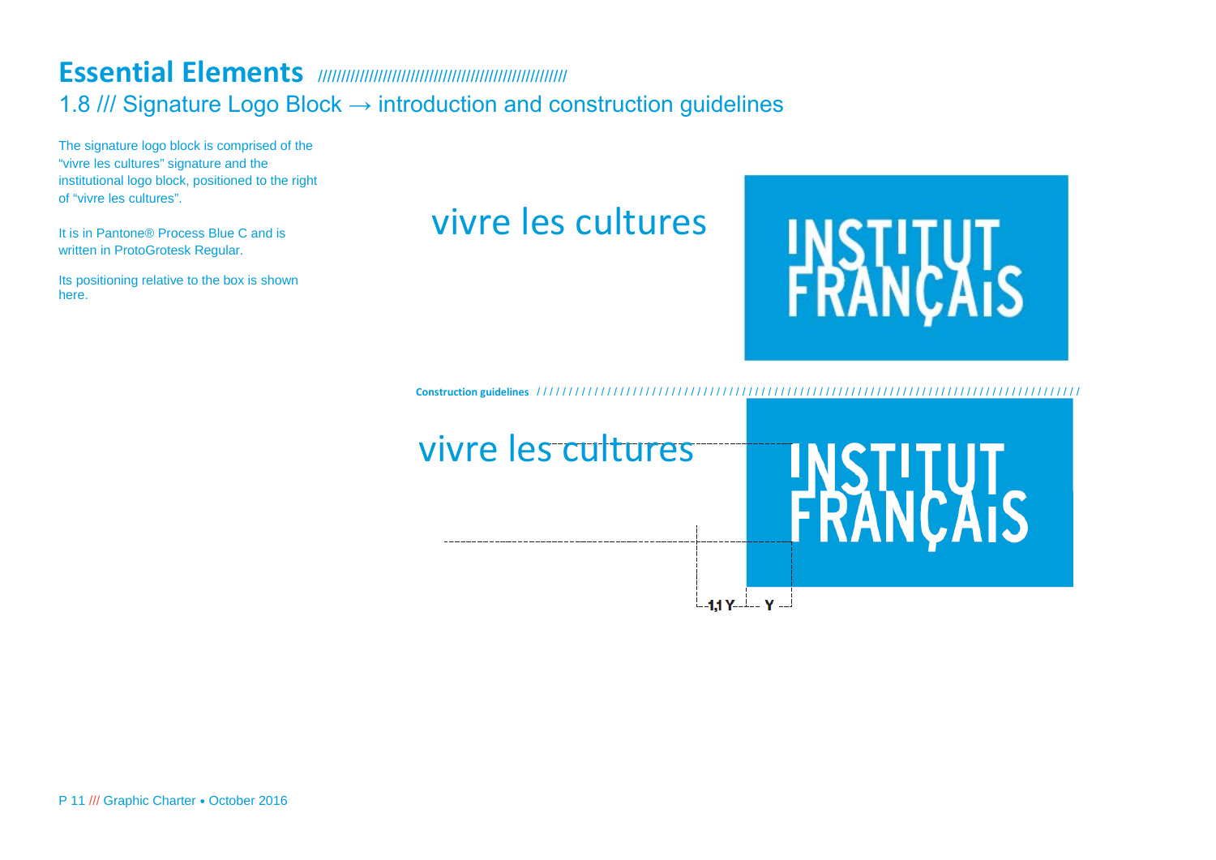# Essential Elements ////////////////////////////////////////////////////

## 1.8 /// Signature Logo Block → introduction and construction guidelines

The signature logo block is comprised of the "vivre les cultures" signature and the institutional logo block, positioned to the right of "vivre les cultures".

It is in Pantone® Process Blue C and is written in ProtoGrotesk Regular.

Its positioning relative to the box is shown here.

vivre les cultures

INSTITUT FRANÇAIS

**Construction guidelines** //////////////////////////////////////////////////////////////////////////////////////

vivre les cultures

INSTITUT FRANÇAIS

1,1 Y     Y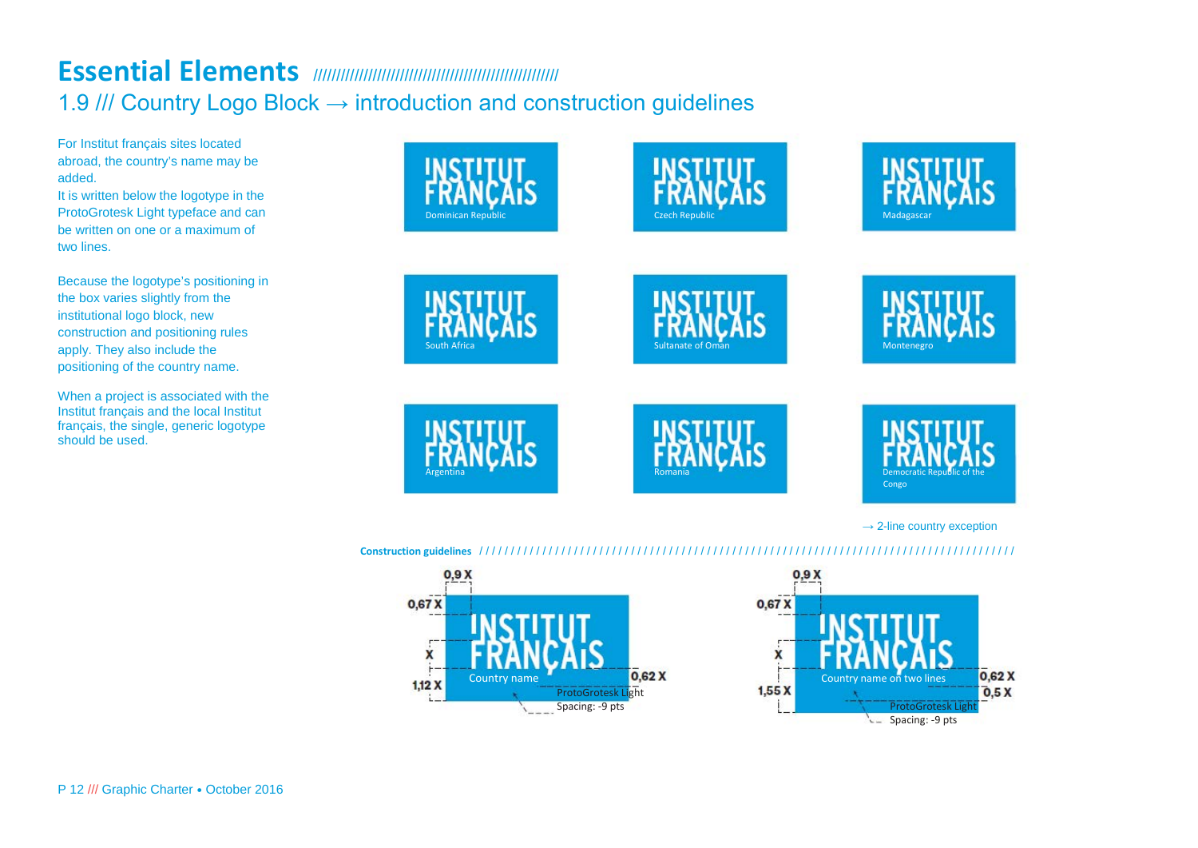# Essential Elements

## 1.9 /// Country Logo Block → introduction and construction guidelines

For Institut français sites located abroad, the country's name may be added.
It is written below the logotype in the ProtoGrotesk Light typeface and can be written on one or a maximum of two lines.

Because the logotype's positioning in the box varies slightly from the institutional logo block, new construction and positioning rules apply. They also include the positioning of the country name.

When a project is associated with the Institut français and the local Institut français, the single, generic logotype should be used.

INSTITUT FRANÇAIS
Dominican Republic

INSTITUT FRANÇAIS
Czech Republic

INSTITUT FRANÇAIS
Madagascar

INSTITUT FRANÇAIS
South Africa

INSTITUT FRANÇAIS
Sultanate of Oman

INSTITUT FRANÇAIS
Montenegro

INSTITUT FRANÇAIS
Argentina

INSTITUT FRANÇAIS
Romania

INSTITUT FRANÇAIS
Democratic Republic of the Congo

→ 2-line country exception

**Construction guidelines**

0,9 X
0,67 X
X
1,12 X
0,62 X
INSTITUT FRANÇAIS
Country name
ProtoGrotesk Light
Spacing: -9 pts

0,9 X
0,67 X
X
1,55 X
0,62 X
0,5 X
INSTITUT FRANÇAIS
Country name on two lines
ProtoGrotesk Light
Spacing: -9 pts

P 12 /// Graphic Charter • October 2016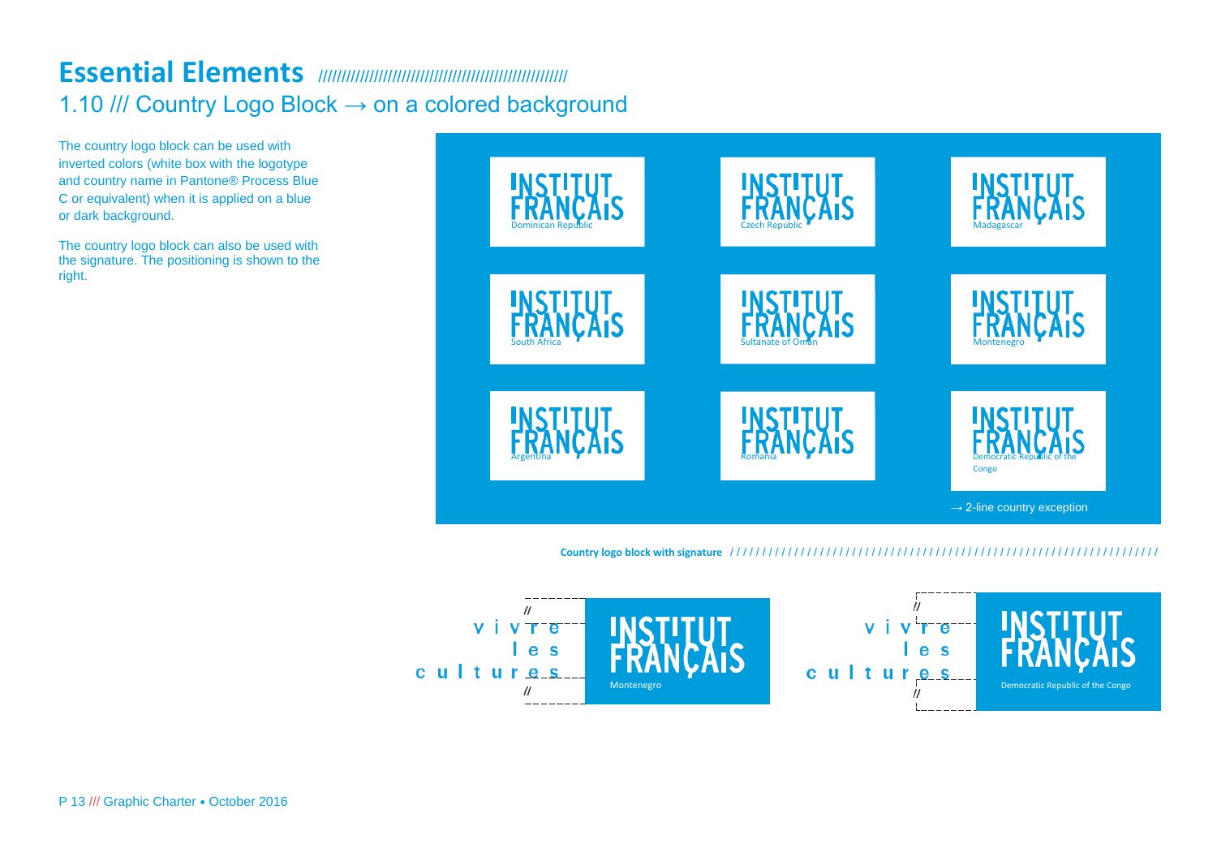# Essential Elements ////////////////////////////////////////////////////

## 1.10 /// Country Logo Block → on a colored background

The country logo block can be used with inverted colors (white box with the logotype and country name in Pantone® Process Blue C or equivalent) when it is applied on a blue or dark background.

The country logo block can also be used with the signature. The positioning is shown to the right.

INSTITUT FRANÇAIS Dominican Republic

INSTITUT FRANÇAIS Czech Republic

INSTITUT FRANÇAIS Madagascar

INSTITUT FRANÇAIS South Africa

INSTITUT FRANÇAIS Sultanate of Oman

INSTITUT FRANÇAIS Montenegro

INSTITUT FRANÇAIS Argentina

INSTITUT FRANÇAIS Romania

INSTITUT FRANÇAIS Democratic Republic of the Congo

→ 2-line country exception

**Country logo block with signature** ////////////////////////////////////////////////////////////////////

// vivre les cultures // INSTITUT FRANÇAIS Montenegro

// vivre les cultures // INSTITUT FRANÇAIS Democratic Republic of the Congo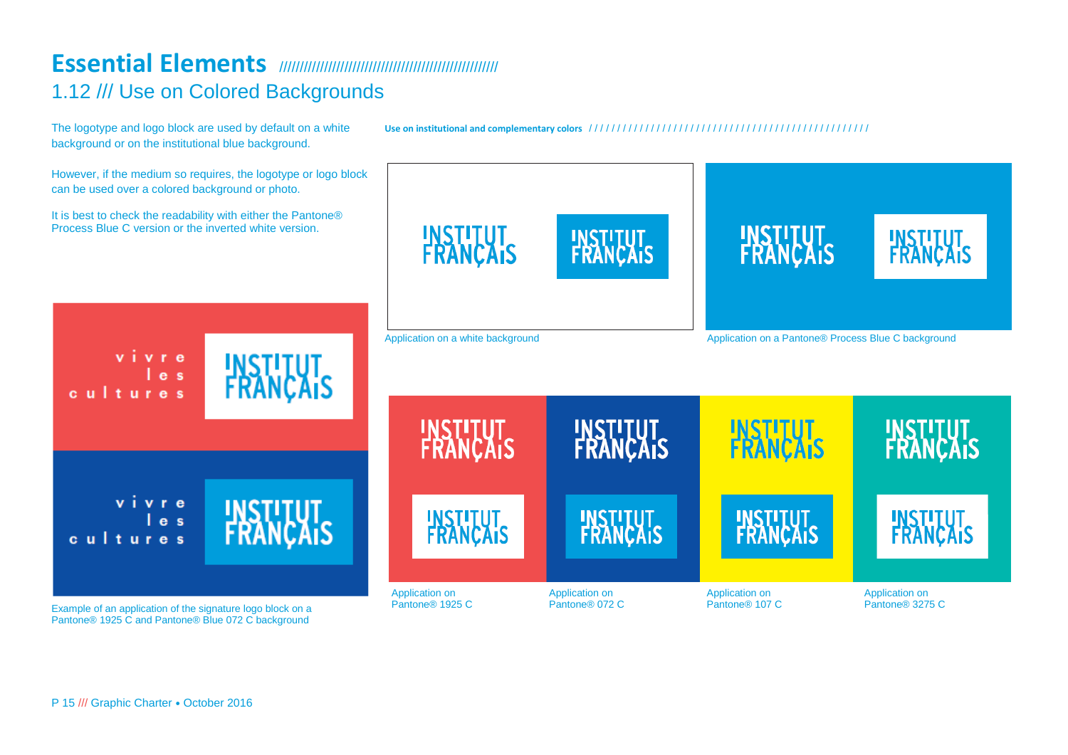# Essential Elements //////////////////////////////////////////////////////

## 1.12 /// Use on Colored Backgrounds

The logotype and logo block are used by default on a white background or on the institutional blue background.

However, if the medium so requires, the logotype or logo block can be used over a colored background or photo.

It is best to check the readability with either the Pantone® Process Blue C version or the inverted white version.

**Use on institutional and complementary colors** ///////////////////////////////////////////////////

INSTITUT FRANÇAIS INSTITUT FRANÇAIS

Application on a white background

INSTITUT FRANÇAIS INSTITUT FRANÇAIS

Application on a Pantone® Process Blue C background

vivre les cultures INSTITUT FRANÇAIS

vivre les cultures INSTITUT FRANÇAIS

Example of an application of the signature logo block on a Pantone® 1925 C and Pantone® Blue 072 C background

INSTITUT FRANÇAIS INSTITUT FRANÇAIS

Application on Pantone® 1925 C

INSTITUT FRANÇAIS INSTITUT FRANÇAIS

Application on Pantone® 072 C

INSTITUT FRANÇAIS INSTITUT FRANÇAIS

Application on Pantone® 107 C

INSTITUT FRANÇAIS INSTITUT FRANÇAIS

Application on Pantone® 3275 C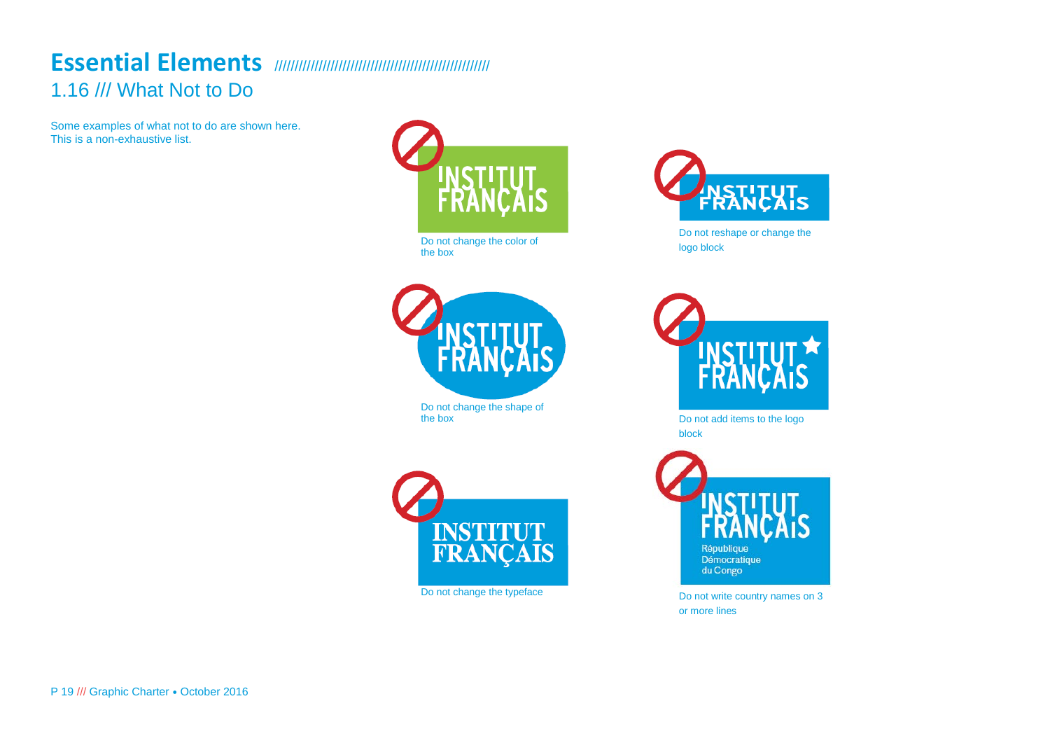# Essential Elements

## 1.16 /// What Not to Do

Some examples of what not to do are shown here.
This is a non-exhaustive list.

Do not change the color of the box

Do not reshape or change the logo block

Do not change the shape of the box

Do not add items to the logo block

Do not change the typeface

Do not write country names on 3 or more lines